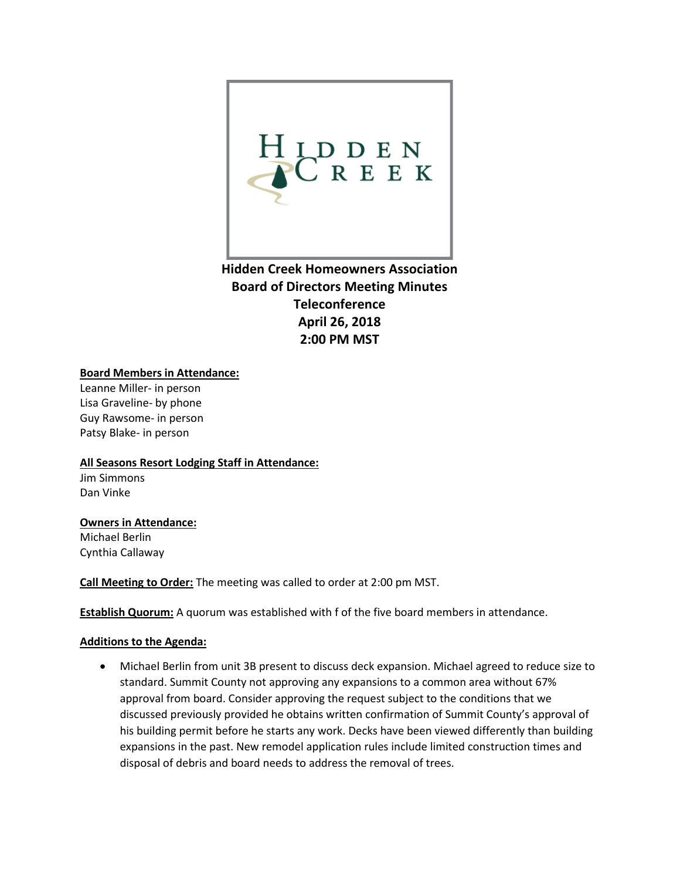HIDDEN CREEK

**Hidden Creek Homeowners Association**
**Board of Directors Meeting Minutes**
**Teleconference**
**April 26, 2018**
**2:00 PM MST**

**Board Members in Attendance:**
Leanne Miller- in person
Lisa Graveline- by phone
Guy Rawsome- in person
Patsy Blake- in person

**All Seasons Resort Lodging Staff in Attendance:**
Jim Simmons
Dan Vinke

**Owners in Attendance:**
Michael Berlin
Cynthia Callaway

**Call Meeting to Order:** The meeting was called to order at 2:00 pm MST.

**Establish Quorum:** A quorum was established with f of the five board members in attendance.

**Additions to the Agenda:**

- Michael Berlin from unit 3B present to discuss deck expansion. Michael agreed to reduce size to standard. Summit County not approving any expansions to a common area without 67% approval from board. Consider approving the request subject to the conditions that we discussed previously provided he obtains written confirmation of Summit County's approval of his building permit before he starts any work. Decks have been viewed differently than building expansions in the past. New remodel application rules include limited construction times and disposal of debris and board needs to address the removal of trees.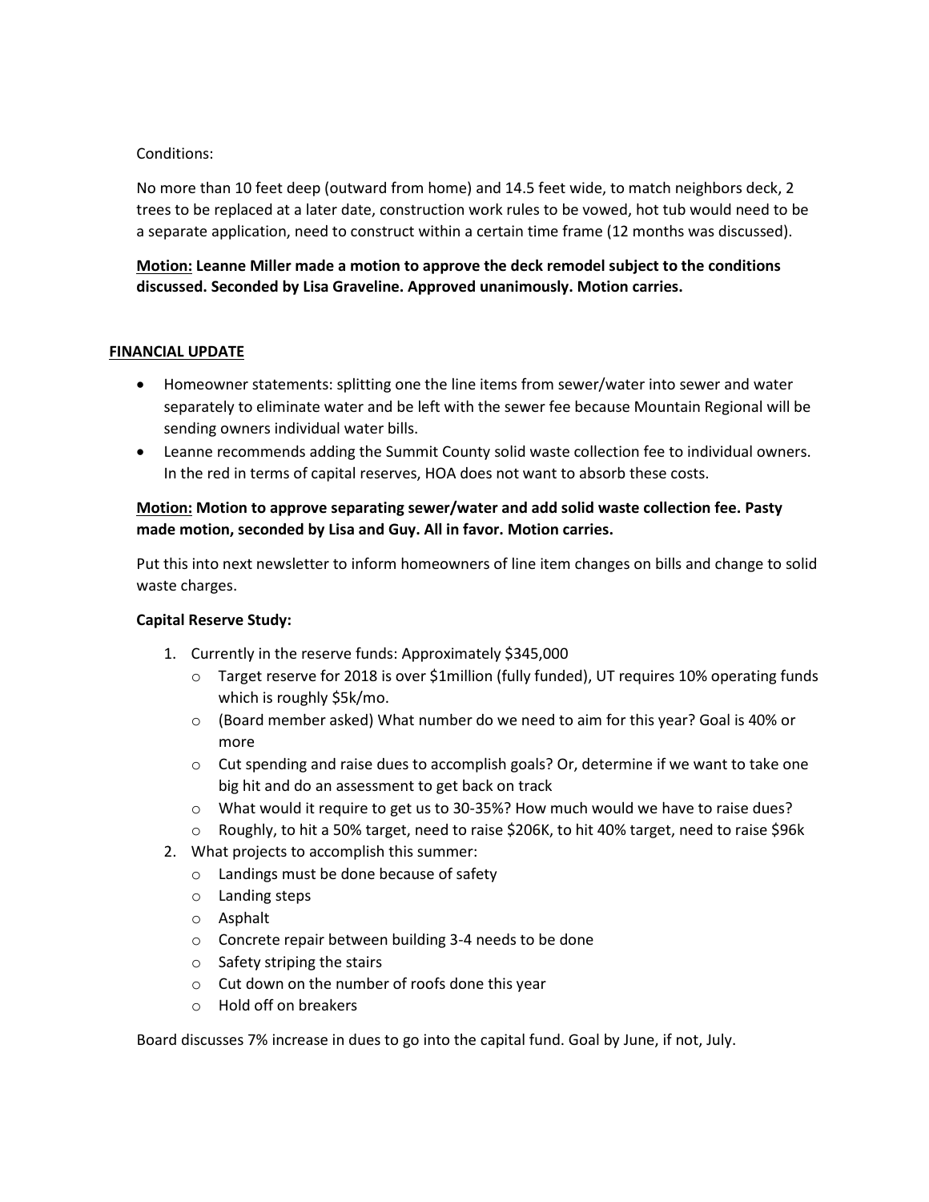Conditions:

No more than 10 feet deep (outward from home) and 14.5 feet wide, to match neighbors deck, 2 trees to be replaced at a later date, construction work rules to be vowed, hot tub would need to be a separate application, need to construct within a certain time frame (12 months was discussed).

**Motion: Leanne Miller made a motion to approve the deck remodel subject to the conditions discussed. Seconded by Lisa Graveline. Approved unanimously. Motion carries.**

## FINANCIAL UPDATE

- Homeowner statements: splitting one the line items from sewer/water into sewer and water separately to eliminate water and be left with the sewer fee because Mountain Regional will be sending owners individual water bills.
- Leanne recommends adding the Summit County solid waste collection fee to individual owners. In the red in terms of capital reserves, HOA does not want to absorb these costs.

**Motion: Motion to approve separating sewer/water and add solid waste collection fee. Pasty made motion, seconded by Lisa and Guy. All in favor. Motion carries.**

Put this into next newsletter to inform homeowners of line item changes on bills and change to solid waste charges.

**Capital Reserve Study:**

1. Currently in the reserve funds: Approximately $345,000
   - Target reserve for 2018 is over $1million (fully funded), UT requires 10% operating funds which is roughly $5k/mo.
   - (Board member asked) What number do we need to aim for this year? Goal is 40% or more
   - Cut spending and raise dues to accomplish goals? Or, determine if we want to take one big hit and do an assessment to get back on track
   - What would it require to get us to 30-35%? How much would we have to raise dues?
   - Roughly, to hit a 50% target, need to raise $206K, to hit 40% target, need to raise $96k
2. What projects to accomplish this summer:
   - Landings must be done because of safety
   - Landing steps
   - Asphalt
   - Concrete repair between building 3-4 needs to be done
   - Safety striping the stairs
   - Cut down on the number of roofs done this year
   - Hold off on breakers

Board discusses 7% increase in dues to go into the capital fund. Goal by June, if not, July.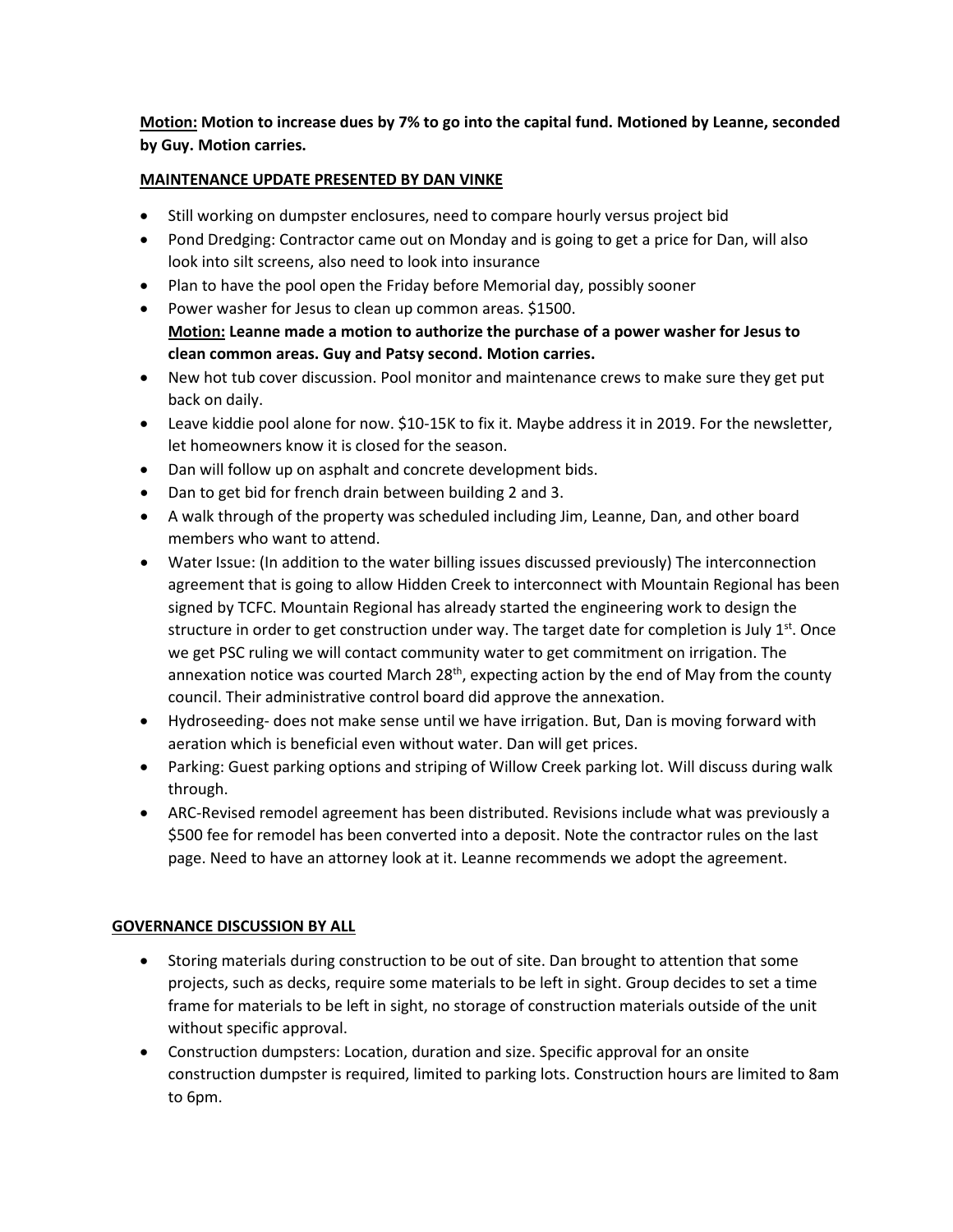**<u>Motion:</u> Motion to increase dues by 7% to go into the capital fund. Motioned by Leanne, seconded by Guy. Motion carries.**

**<u>MAINTENANCE UPDATE PRESENTED BY DAN VINKE</u>**

- Still working on dumpster enclosures, need to compare hourly versus project bid
- Pond Dredging: Contractor came out on Monday and is going to get a price for Dan, will also look into silt screens, also need to look into insurance
- Plan to have the pool open the Friday before Memorial day, possibly sooner
- Power washer for Jesus to clean up common areas. $1500.
  **<u>Motion:</u> Leanne made a motion to authorize the purchase of a power washer for Jesus to clean common areas. Guy and Patsy second. Motion carries.**
- New hot tub cover discussion. Pool monitor and maintenance crews to make sure they get put back on daily.
- Leave kiddie pool alone for now. $10-15K to fix it. Maybe address it in 2019. For the newsletter, let homeowners know it is closed for the season.
- Dan will follow up on asphalt and concrete development bids.
- Dan to get bid for french drain between building 2 and 3.
- A walk through of the property was scheduled including Jim, Leanne, Dan, and other board members who want to attend.
- Water Issue: (In addition to the water billing issues discussed previously) The interconnection agreement that is going to allow Hidden Creek to interconnect with Mountain Regional has been signed by TCFC. Mountain Regional has already started the engineering work to design the structure in order to get construction under way. The target date for completion is July 1st. Once we get PSC ruling we will contact community water to get commitment on irrigation. The annexation notice was courted March 28th, expecting action by the end of May from the county council. Their administrative control board did approve the annexation.
- Hydroseeding- does not make sense until we have irrigation. But, Dan is moving forward with aeration which is beneficial even without water. Dan will get prices.
- Parking: Guest parking options and striping of Willow Creek parking lot. Will discuss during walk through.
- ARC-Revised remodel agreement has been distributed. Revisions include what was previously a $500 fee for remodel has been converted into a deposit. Note the contractor rules on the last page. Need to have an attorney look at it. Leanne recommends we adopt the agreement.

**<u>GOVERNANCE DISCUSSION BY ALL</u>**

- Storing materials during construction to be out of site. Dan brought to attention that some projects, such as decks, require some materials to be left in sight. Group decides to set a time frame for materials to be left in sight, no storage of construction materials outside of the unit without specific approval.
- Construction dumpsters: Location, duration and size. Specific approval for an onsite construction dumpster is required, limited to parking lots. Construction hours are limited to 8am to 6pm.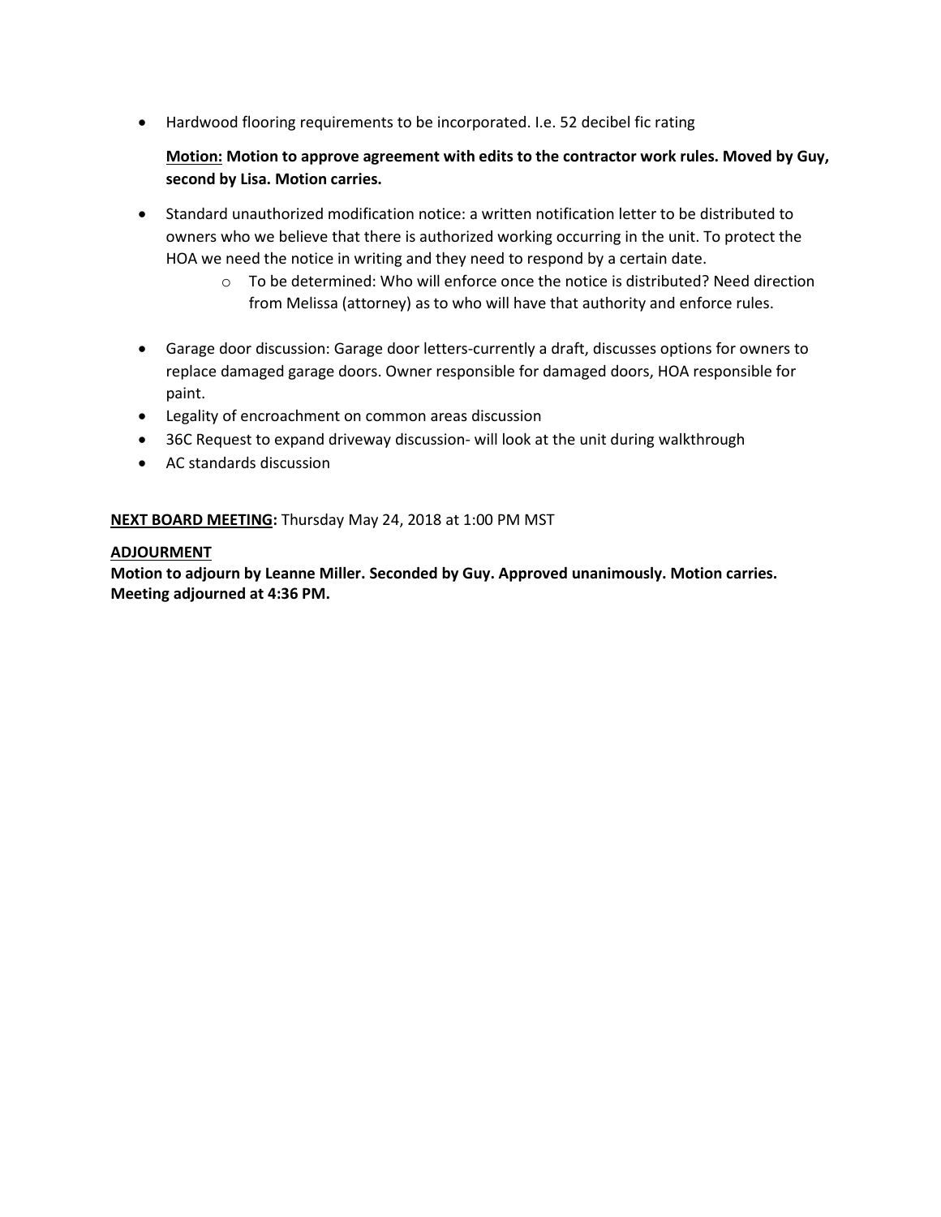- Hardwood flooring requirements to be incorporated. I.e. 52 decibel fic rating

  **Motion: Motion to approve agreement with edits to the contractor work rules. Moved by Guy, second by Lisa. Motion carries.**

- Standard unauthorized modification notice: a written notification letter to be distributed to owners who we believe that there is authorized working occurring in the unit. To protect the HOA we need the notice in writing and they need to respond by a certain date.
  - To be determined: Who will enforce once the notice is distributed? Need direction from Melissa (attorney) as to who will have that authority and enforce rules.

- Garage door discussion: Garage door letters-currently a draft, discusses options for owners to replace damaged garage doors. Owner responsible for damaged doors, HOA responsible for paint.
- Legality of encroachment on common areas discussion
- 36C Request to expand driveway discussion- will look at the unit during walkthrough
- AC standards discussion

**NEXT BOARD MEETING:** Thursday May 24, 2018 at 1:00 PM MST

**ADJOURMENT**

**Motion to adjourn by Leanne Miller. Seconded by Guy. Approved unanimously. Motion carries. Meeting adjourned at 4:36 PM.**